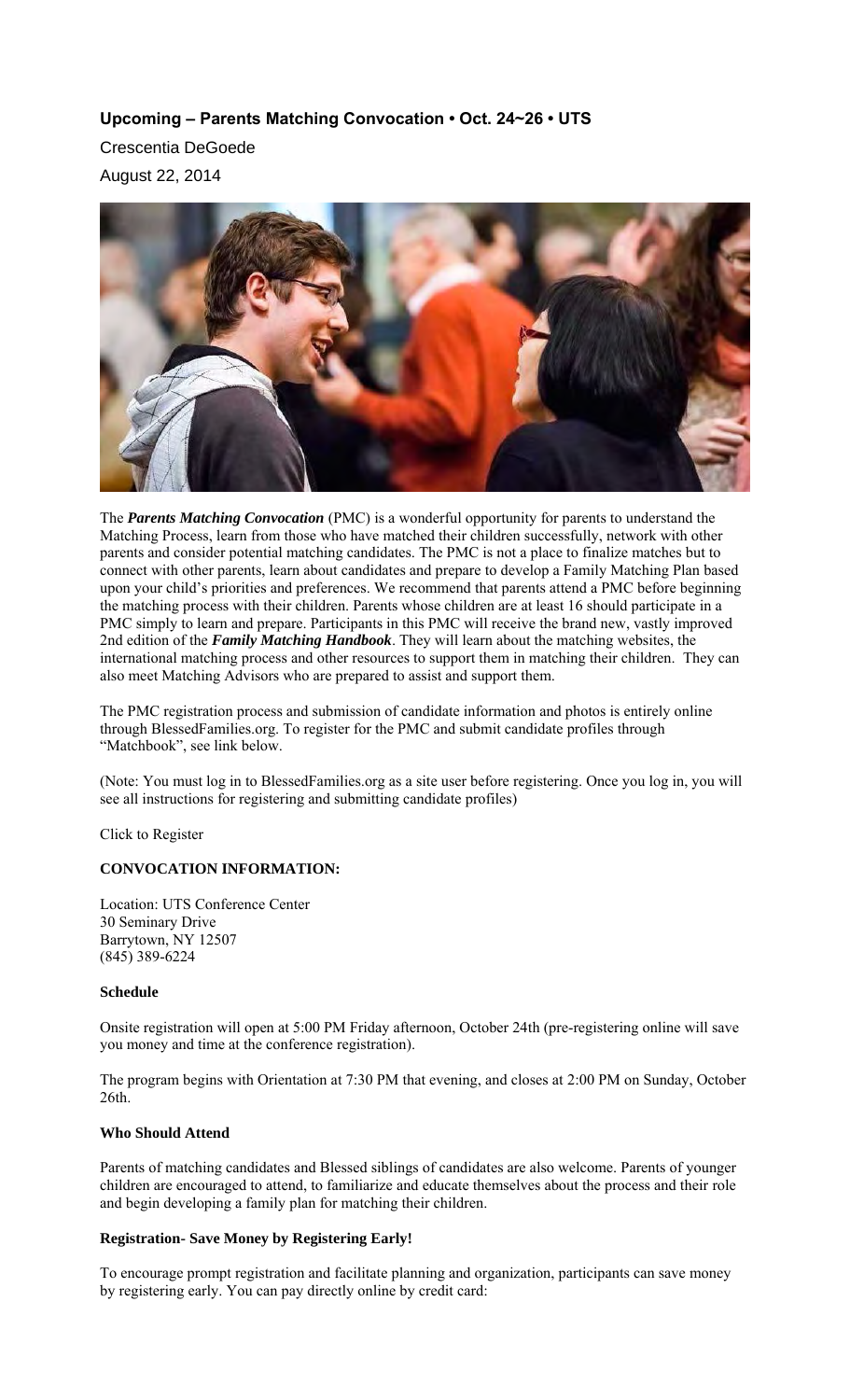## Upcoming – Parents Matching Convocation • Oct. 24~26 • UTS

Crescentia DeGoede

August 22, 2014

The ***Parents Matching Convocation*** (PMC) is a wonderful opportunity for parents to understand the Matching Process, learn from those who have matched their children successfully, network with other parents and consider potential matching candidates. The PMC is not a place to finalize matches but to connect with other parents, learn about candidates and prepare to develop a Family Matching Plan based upon your child's priorities and preferences. We recommend that parents attend a PMC before beginning the matching process with their children. Parents whose children are at least 16 should participate in a PMC simply to learn and prepare. Participants in this PMC will receive the brand new, vastly improved 2nd edition of the ***Family Matching Handbook***. They will learn about the matching websites, the international matching process and other resources to support them in matching their children. They can also meet Matching Advisors who are prepared to assist and support them.

The PMC registration process and submission of candidate information and photos is entirely online through BlessedFamilies.org. To register for the PMC and submit candidate profiles through "Matchbook", see link below.

(Note: You must log in to BlessedFamilies.org as a site user before registering. Once you log in, you will see all instructions for registering and submitting candidate profiles)

Click to Register

**CONVOCATION INFORMATION:**

Location: UTS Conference Center
30 Seminary Drive
Barrytown, NY 12507
(845) 389-6224

**Schedule**

Onsite registration will open at 5:00 PM Friday afternoon, October 24th (pre-registering online will save you money and time at the conference registration).

The program begins with Orientation at 7:30 PM that evening, and closes at 2:00 PM on Sunday, October 26th.

**Who Should Attend**

Parents of matching candidates and Blessed siblings of candidates are also welcome. Parents of younger children are encouraged to attend, to familiarize and educate themselves about the process and their role and begin developing a family plan for matching their children.

**Registration- Save Money by Registering Early!**

To encourage prompt registration and facilitate planning and organization, participants can save money by registering early. You can pay directly online by credit card: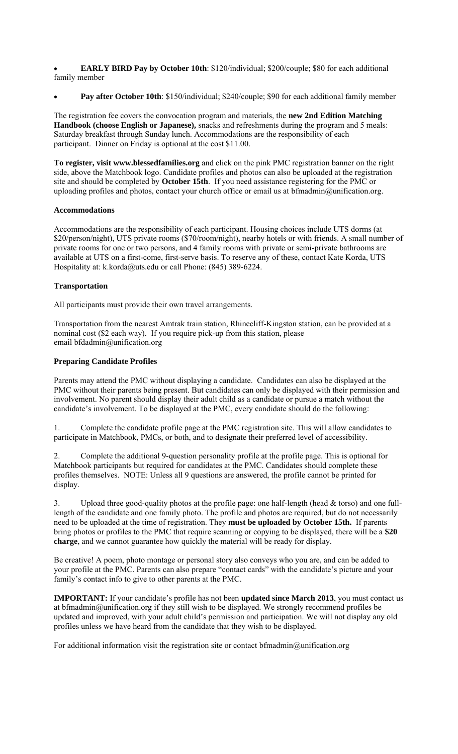- **EARLY BIRD Pay by October 10th**: $120/individual; $200/couple; $80 for each additional family member
- **Pay after October 10th**: $150/individual; $240/couple; $90 for each additional family member

The registration fee covers the convocation program and materials, the **new 2nd Edition Matching Handbook (choose English or Japanese),** snacks and refreshments during the program and 5 meals: Saturday breakfast through Sunday lunch. Accommodations are the responsibility of each participant. Dinner on Friday is optional at the cost $11.00.

**To register, visit www.blessedfamilies.org** and click on the pink PMC registration banner on the right side, above the Matchbook logo. Candidate profiles and photos can also be uploaded at the registration site and should be completed by **October 15th**. If you need assistance registering for the PMC or uploading profiles and photos, contact your church office or email us at bfmadmin@unification.org.

**Accommodations**

Accommodations are the responsibility of each participant. Housing choices include UTS dorms (at $20/person/night), UTS private rooms ($70/room/night), nearby hotels or with friends. A small number of private rooms for one or two persons, and 4 family rooms with private or semi-private bathrooms are available at UTS on a first-come, first-serve basis. To reserve any of these, contact Kate Korda, UTS Hospitality at: k.korda@uts.edu or call Phone: (845) 389-6224.

**Transportation**

All participants must provide their own travel arrangements.

Transportation from the nearest Amtrak train station, Rhinecliff-Kingston station, can be provided at a nominal cost ($2 each way). If you require pick-up from this station, please email bfdadmin@unification.org

**Preparing Candidate Profiles**

Parents may attend the PMC without displaying a candidate. Candidates can also be displayed at the PMC without their parents being present. But candidates can only be displayed with their permission and involvement. No parent should display their adult child as a candidate or pursue a match without the candidate's involvement. To be displayed at the PMC, every candidate should do the following:

1. Complete the candidate profile page at the PMC registration site. This will allow candidates to participate in Matchbook, PMCs, or both, and to designate their preferred level of accessibility.

2. Complete the additional 9-question personality profile at the profile page. This is optional for Matchbook participants but required for candidates at the PMC. Candidates should complete these profiles themselves. NOTE: Unless all 9 questions are answered, the profile cannot be printed for display.

3. Upload three good-quality photos at the profile page: one half-length (head & torso) and one full-length of the candidate and one family photo. The profile and photos are required, but do not necessarily need to be uploaded at the time of registration. They **must be uploaded by October 15th.** If parents bring photos or profiles to the PMC that require scanning or copying to be displayed, there will be a **$20 charge**, and we cannot guarantee how quickly the material will be ready for display.

Be creative! A poem, photo montage or personal story also conveys who you are, and can be added to your profile at the PMC. Parents can also prepare "contact cards" with the candidate's picture and your family's contact info to give to other parents at the PMC.

**IMPORTANT:** If your candidate's profile has not been **updated since March 2013**, you must contact us at bfmadmin@unification.org if they still wish to be displayed. We strongly recommend profiles be updated and improved, with your adult child's permission and participation. We will not display any old profiles unless we have heard from the candidate that they wish to be displayed.

For additional information visit the registration site or contact bfmadmin@unification.org